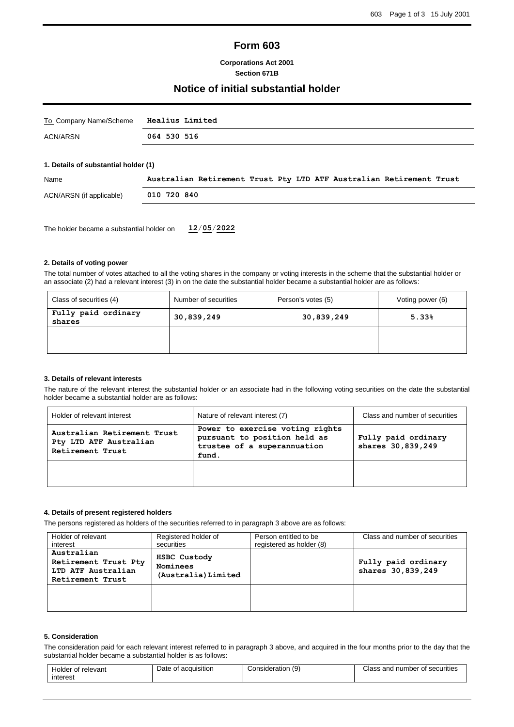# Form 603

**Corporations Act 2001**
**Section 671B**

## Notice of initial substantial holder

| | |
|---|---|
| To Company Name/Scheme | **Healius Limited** |
| ACN/ARSN | **064 530 516** |

### 1. Details of substantial holder (1)

| | |
|---|---|
| Name | **Australian Retirement Trust Pty LTD ATF Australian Retirement Trust** |
| ACN/ARSN (if applicable) | **010 720 840** |

The holder became a substantial holder on **12/05/2022**

### 2. Details of voting power

The total number of votes attached to all the voting shares in the company or voting interests in the scheme that the substantial holder or an associate (2) had a relevant interest (3) in on the date the substantial holder became a substantial holder are as follows:

| Class of securities (4) | Number of securities | Person's votes (5) | Voting power (6) |
|---|---|---|---|
| **Fully paid ordinary shares** | **30,839,249** | **30,839,249** | **5.33%** |
| | | | |

### 3. Details of relevant interests

The nature of the relevant interest the substantial holder or an associate had in the following voting securities on the date the substantial holder became a substantial holder are as follows:

| Holder of relevant interest | Nature of relevant interest (7) | Class and number of securities |
|---|---|---|
| **Australian Retirement Trust Pty LTD ATF Australian Retirement Trust** | **Power to exercise voting rights pursuant to position held as trustee of a superannuation fund.** | **Fully paid ordinary shares 30,839,249** |
| | | |

### 4. Details of present registered holders

The persons registered as holders of the securities referred to in paragraph 3 above are as follows:

| Holder of relevant interest | Registered holder of securities | Person entitled to be registered as holder (8) | Class and number of securities |
|---|---|---|---|
| **Australian Retirement Trust Pty LTD ATF Australian Retirement Trust** | **HSBC Custody Nominees (Australia)Limited** | | **Fully paid ordinary shares 30,839,249** |
| | | | |

### 5. Consideration

The consideration paid for each relevant interest referred to in paragraph 3 above, and acquired in the four months prior to the day that the substantial holder became a substantial holder is as follows:

| Holder of relevant interest | Date of acquisition | Consideration (9) | Class and number of securities |
|---|---|---|---|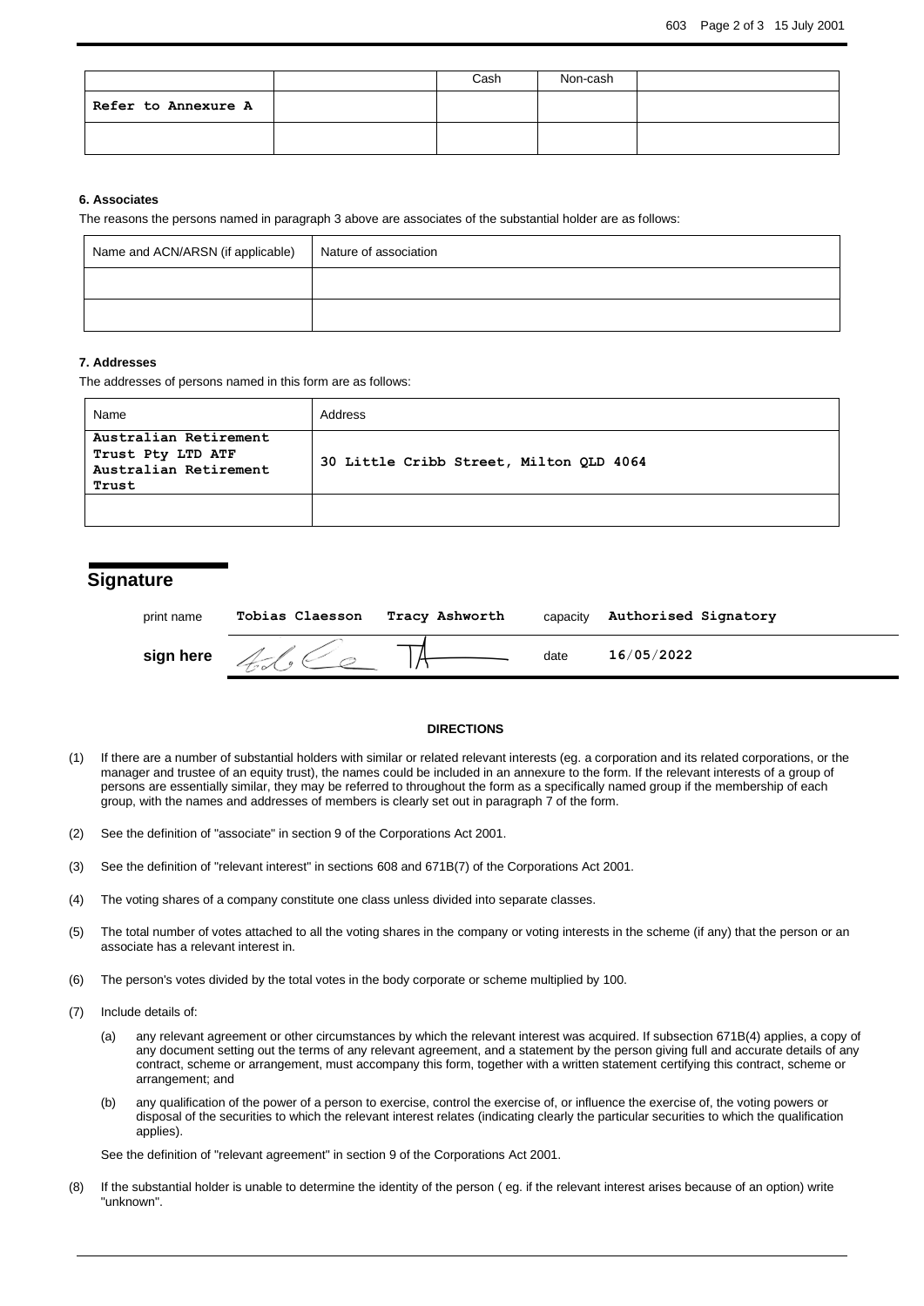| | | Cash | Non-cash | |
|---|---|---|---|---|
| Refer to Annexure A | | | | |
| | | | | |

#### 6. Associates

The reasons the persons named in paragraph 3 above are associates of the substantial holder are as follows:

| Name and ACN/ARSN (if applicable) | Nature of association |
|---|---|
| | |
| | |

#### 7. Addresses

The addresses of persons named in this form are as follows:

| Name | Address |
|---|---|
| Australian Retirement Trust Pty LTD ATF Australian Retirement Trust | 30 Little Cribb Street, Milton QLD 4064 |
| | |

## Signature

| | | | | |
|---|---|---|---|---|
| print name | Tobias Claesson | Tracy Ashworth | capacity | Authorised Signatory |
| **sign here** | | | date | 16/05/2022 |

**DIRECTIONS**

(1) If there are a number of substantial holders with similar or related relevant interests (eg. a corporation and its related corporations, or the manager and trustee of an equity trust), the names could be included in an annexure to the form. If the relevant interests of a group of persons are essentially similar, they may be referred to throughout the form as a specifically named group if the membership of each group, with the names and addresses of members is clearly set out in paragraph 7 of the form.

(2) See the definition of "associate" in section 9 of the Corporations Act 2001.

(3) See the definition of "relevant interest" in sections 608 and 671B(7) of the Corporations Act 2001.

(4) The voting shares of a company constitute one class unless divided into separate classes.

(5) The total number of votes attached to all the voting shares in the company or voting interests in the scheme (if any) that the person or an associate has a relevant interest in.

(6) The person's votes divided by the total votes in the body corporate or scheme multiplied by 100.

(7) Include details of:

(a) any relevant agreement or other circumstances by which the relevant interest was acquired. If subsection 671B(4) applies, a copy of any document setting out the terms of any relevant agreement, and a statement by the person giving full and accurate details of any contract, scheme or arrangement, must accompany this form, together with a written statement certifying this contract, scheme or arrangement; and

(b) any qualification of the power of a person to exercise, control the exercise of, or influence the exercise of, the voting powers or disposal of the securities to which the relevant interest relates (indicating clearly the particular securities to which the qualification applies).

See the definition of "relevant agreement" in section 9 of the Corporations Act 2001.

(8) If the substantial holder is unable to determine the identity of the person ( eg. if the relevant interest arises because of an option) write "unknown".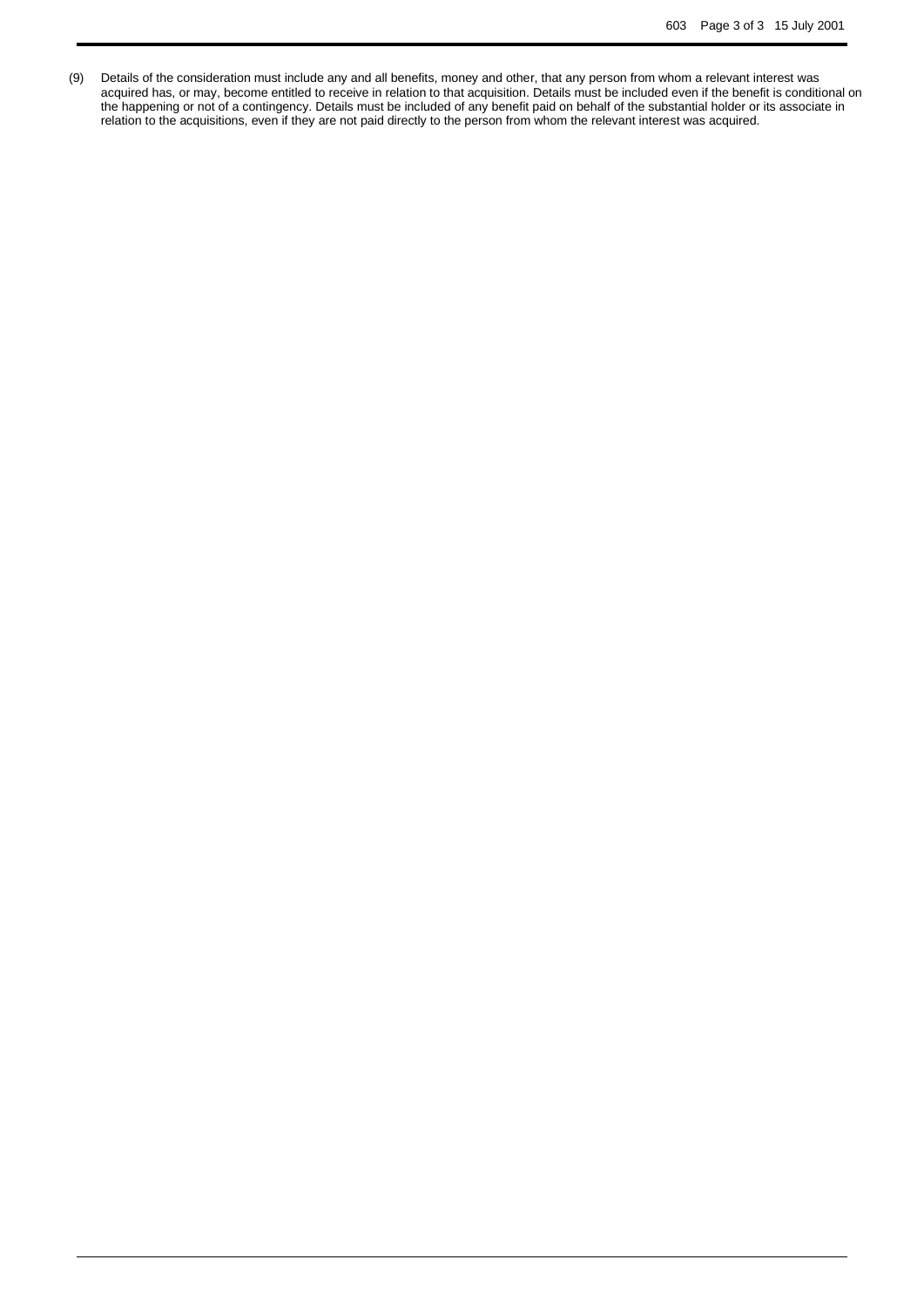(9) Details of the consideration must include any and all benefits, money and other, that any person from whom a relevant interest was acquired has, or may, become entitled to receive in relation to that acquisition. Details must be included even if the benefit is conditional on the happening or not of a contingency. Details must be included of any benefit paid on behalf of the substantial holder or its associate in relation to the acquisitions, even if they are not paid directly to the person from whom the relevant interest was acquired.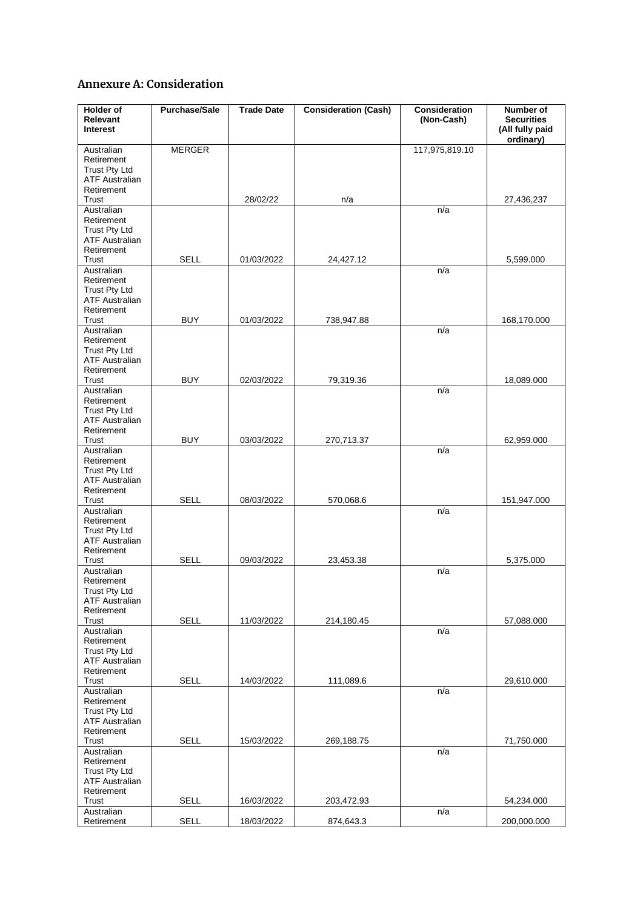## Annexure A: Consideration

| Holder of Relevant Interest | Purchase/Sale | Trade Date | Consideration (Cash) | Consideration (Non-Cash) | Number of Securities (All fully paid ordinary) |
|---|---|---|---|---|---|
| Australian Retirement Trust Pty Ltd ATF Australian Retirement Trust | MERGER | 28/02/22 | n/a | 117,975,819.10 | 27,436,237 |
| Australian Retirement Trust Pty Ltd ATF Australian Retirement Trust | SELL | 01/03/2022 | 24,427.12 | n/a | 5,599.000 |
| Australian Retirement Trust Pty Ltd ATF Australian Retirement Trust | BUY | 01/03/2022 | 738,947.88 | n/a | 168,170.000 |
| Australian Retirement Trust Pty Ltd ATF Australian Retirement Trust | BUY | 02/03/2022 | 79,319.36 | n/a | 18,089.000 |
| Australian Retirement Trust Pty Ltd ATF Australian Retirement Trust | BUY | 03/03/2022 | 270,713.37 | n/a | 62,959.000 |
| Australian Retirement Trust Pty Ltd ATF Australian Retirement Trust | SELL | 08/03/2022 | 570,068.6 | n/a | 151,947.000 |
| Australian Retirement Trust Pty Ltd ATF Australian Retirement Trust | SELL | 09/03/2022 | 23,453.38 | n/a | 5,375.000 |
| Australian Retirement Trust Pty Ltd ATF Australian Retirement Trust | SELL | 11/03/2022 | 214,180.45 | n/a | 57,088.000 |
| Australian Retirement Trust Pty Ltd ATF Australian Retirement Trust | SELL | 14/03/2022 | 111,089.6 | n/a | 29,610.000 |
| Australian Retirement Trust Pty Ltd ATF Australian Retirement Trust | SELL | 15/03/2022 | 269,188.75 | n/a | 71,750.000 |
| Australian Retirement Trust Pty Ltd ATF Australian Retirement Trust | SELL | 16/03/2022 | 203,472.93 | n/a | 54,234.000 |
| Australian Retirement | SELL | 18/03/2022 | 874,643.3 | n/a | 200,000.000 |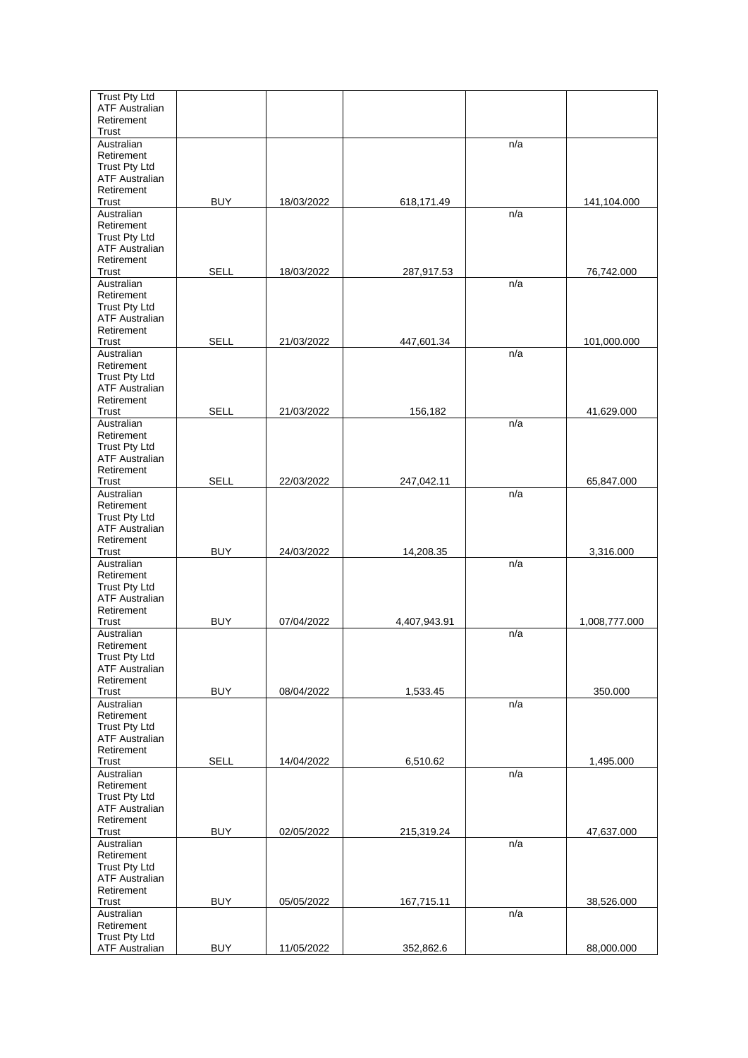| | | | | | |
|---|---|---|---|---|---|
| Trust Pty Ltd ATF Australian Retirement Trust | | | | | |
| Australian Retirement Trust Pty Ltd ATF Australian Retirement Trust | BUY | 18/03/2022 | 618,171.49 | n/a | 141,104.000 |
| Australian Retirement Trust Pty Ltd ATF Australian Retirement Trust | SELL | 18/03/2022 | 287,917.53 | n/a | 76,742.000 |
| Australian Retirement Trust Pty Ltd ATF Australian Retirement Trust | SELL | 21/03/2022 | 447,601.34 | n/a | 101,000.000 |
| Australian Retirement Trust Pty Ltd ATF Australian Retirement Trust | SELL | 21/03/2022 | 156,182 | n/a | 41,629.000 |
| Australian Retirement Trust Pty Ltd ATF Australian Retirement Trust | SELL | 22/03/2022 | 247,042.11 | n/a | 65,847.000 |
| Australian Retirement Trust Pty Ltd ATF Australian Retirement Trust | BUY | 24/03/2022 | 14,208.35 | n/a | 3,316.000 |
| Australian Retirement Trust Pty Ltd ATF Australian Retirement Trust | BUY | 07/04/2022 | 4,407,943.91 | n/a | 1,008,777.000 |
| Australian Retirement Trust Pty Ltd ATF Australian Retirement Trust | BUY | 08/04/2022 | 1,533.45 | n/a | 350.000 |
| Australian Retirement Trust Pty Ltd ATF Australian Retirement Trust | SELL | 14/04/2022 | 6,510.62 | n/a | 1,495.000 |
| Australian Retirement Trust Pty Ltd ATF Australian Retirement Trust | BUY | 02/05/2022 | 215,319.24 | n/a | 47,637.000 |
| Australian Retirement Trust Pty Ltd ATF Australian Retirement Trust | BUY | 05/05/2022 | 167,715.11 | n/a | 38,526.000 |
| Australian Retirement Trust Pty Ltd ATF Australian | BUY | 11/05/2022 | 352,862.6 | n/a | 88,000.000 |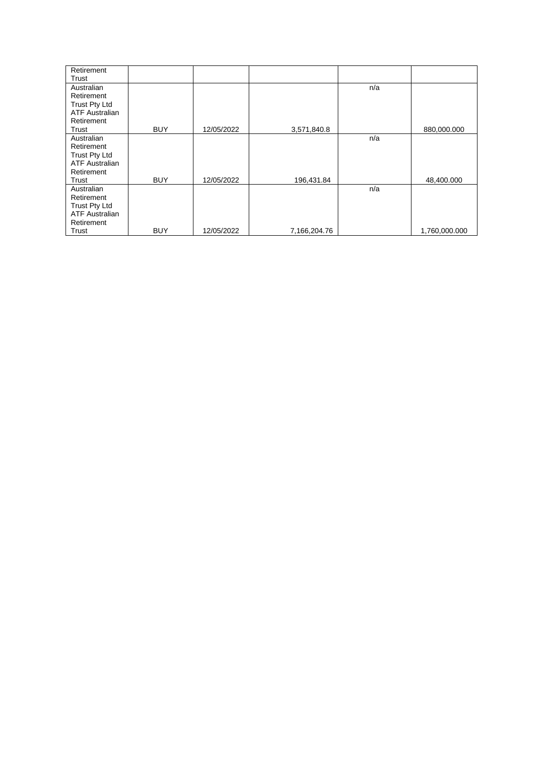| | | | | | |
|---|---|---|---|---|---|
| Retirement Trust | | | | | |
| Australian Retirement Trust Pty Ltd ATF Australian Retirement Trust | BUY | 12/05/2022 | 3,571,840.8 | n/a | 880,000.000 |
| Australian Retirement Trust Pty Ltd ATF Australian Retirement Trust | BUY | 12/05/2022 | 196,431.84 | n/a | 48,400.000 |
| Australian Retirement Trust Pty Ltd ATF Australian Retirement Trust | BUY | 12/05/2022 | 7,166,204.76 | n/a | 1,760,000.000 |